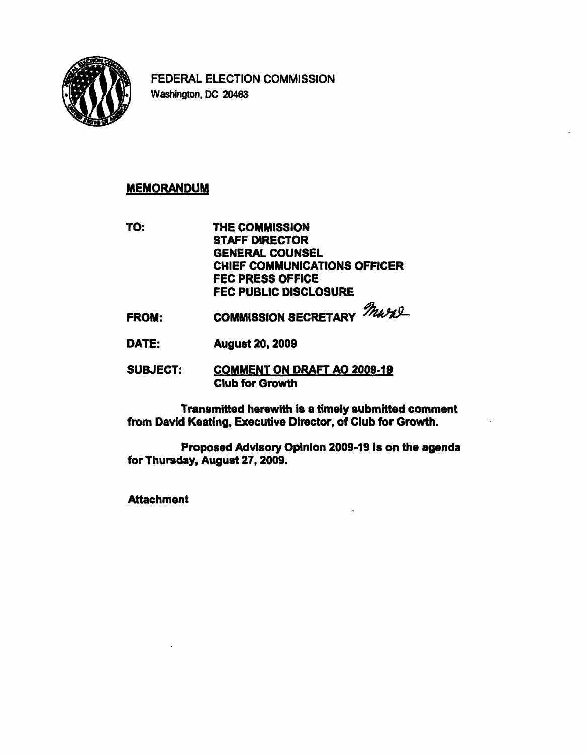FEDERAL ELECTION COMMISSION
Washington, DC 20463

**MEMORANDUM**

**TO:** THE COMMISSION
STAFF DIRECTOR
GENERAL COUNSEL
CHIEF COMMUNICATIONS OFFICER
FEC PRESS OFFICE
FEC PUBLIC DISCLOSURE

**FROM:** COMMISSION SECRETARY *Mwr*

**DATE:** August 20, 2009

**SUBJECT:** COMMENT ON DRAFT AO 2009-19
Club for Growth

Transmitted herewith is a timely submitted comment from David Keating, Executive Director, of Club for Growth.

Proposed Advisory Opinion 2009-19 is on the agenda for Thursday, August 27, 2009.

Attachment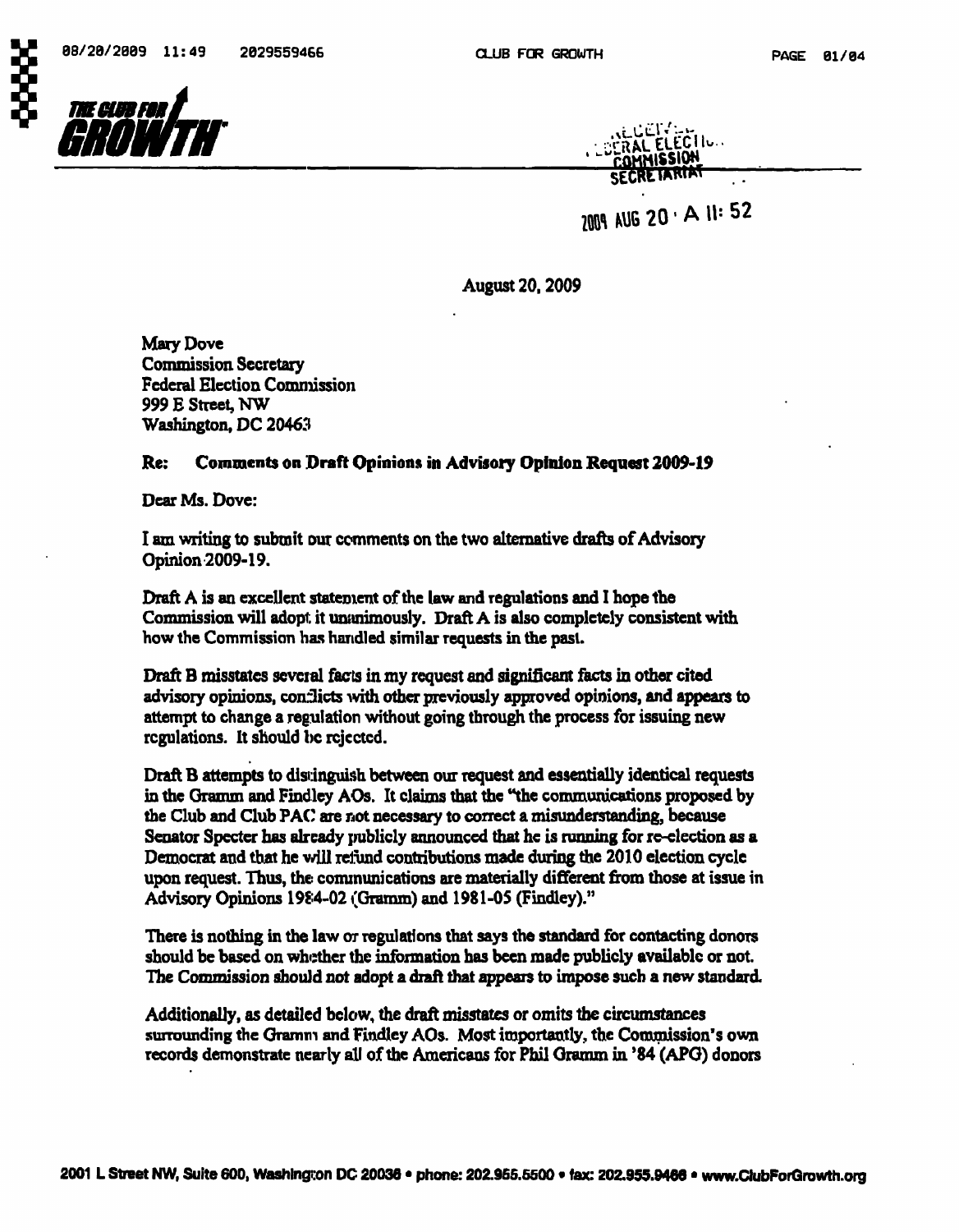August 20, 2009

Mary Dove
Commission Secretary
Federal Election Commission
999 E Street, NW
Washington, DC 20463

**Re: Comments on Draft Opinions in Advisory Opinion Request 2009-19**

Dear Ms. Dove:

I am writing to submit our comments on the two alternative drafts of Advisory Opinion 2009-19.

Draft A is an excellent statement of the law and regulations and I hope the Commission will adopt it unanimously. Draft A is also completely consistent with how the Commission has handled similar requests in the past.

Draft B misstates several facts in my request and significant facts in other cited advisory opinions, conflicts with other previously approved opinions, and appears to attempt to change a regulation without going through the process for issuing new regulations. It should be rejected.

Draft B attempts to distinguish between our request and essentially identical requests in the Gramm and Findley AOs. It claims that the "the communications proposed by the Club and Club PAC are not necessary to correct a misunderstanding, because Senator Specter has already publicly announced that he is running for re-election as a Democrat and that he will refund contributions made during the 2010 election cycle upon request. Thus, the communications are materially different from those at issue in Advisory Opinions 1984-02 (Gramm) and 1981-05 (Findley)."

There is nothing in the law or regulations that says the standard for contacting donors should be based on whether the information has been made publicly available or not. The Commission should not adopt a draft that appears to impose such a new standard.

Additionally, as detailed below, the draft misstates or omits the circumstances surrounding the Gramm and Findley AOs. Most importantly, the Commission's own records demonstrate nearly all of the Americans for Phil Gramm in '84 (APG) donors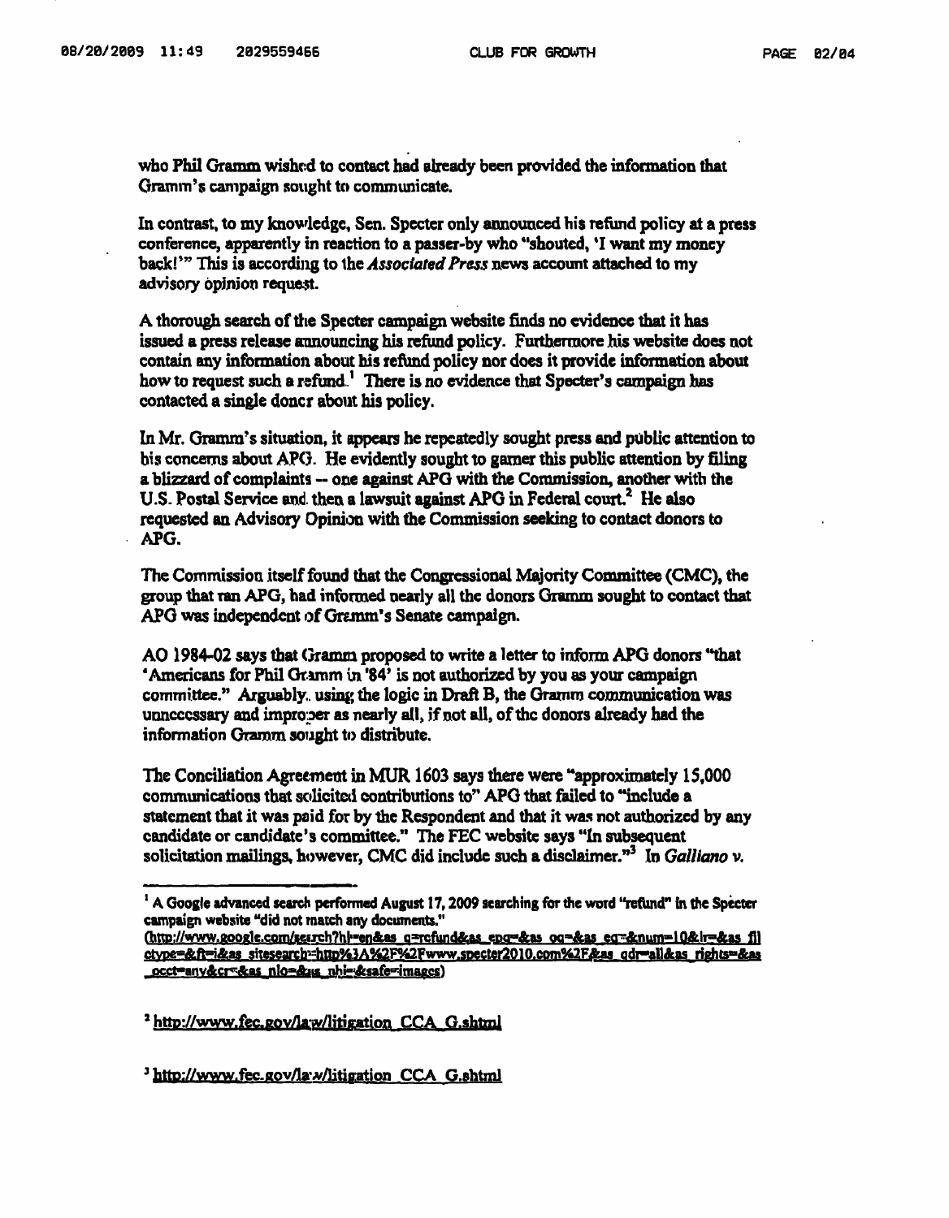who Phil Gramm wished to contact had already been provided the information that Gramm's campaign sought to communicate.

In contrast, to my knowledge, Sen. Specter only announced his refund policy at a press conference, apparently in reaction to a passer-by who "shouted, 'I want my money back!'" This is according to the *Associated Press* news account attached to my advisory opinion request.

A thorough search of the Specter campaign website finds no evidence that it has issued a press release announcing his refund policy. Furthermore his website does not contain any information about his refund policy nor does it provide information about how to request such a refund.[1] There is no evidence that Specter's campaign has contacted a single donor about his policy.

In Mr. Gramm's situation, it appears he repeatedly sought press and public attention to his concerns about APG. He evidently sought to garner this public attention by filing a blizzard of complaints -- one against APG with the Commission, another with the U.S. Postal Service and then a lawsuit against APG in Federal court.[2] He also requested an Advisory Opinion with the Commission seeking to contact donors to APG.

The Commission itself found that the Congressional Majority Committee (CMC), the group that ran APG, had informed nearly all the donors Gramm sought to contact that APG was independent of Gramm's Senate campaign.

AO 1984-02 says that Gramm proposed to write a letter to inform APG donors "that 'Americans for Phil Gramm in '84' is not authorized by you as your campaign committee." Arguably, using the logic in Draft B, the Gramm communication was unnecessary and improper as nearly all, if not all, of the donors already had the information Gramm sought to distribute.

The Conciliation Agreement in MUR 1603 says there were "approximately 15,000 communications that solicited contributions to" APG that failed to "include a statement that it was paid for by the Respondent and that it was not authorized by any candidate or candidate's committee." The FEC website says "In subsequent solicitation mailings, however, CMC did include such a disclaimer."[3] In *Galliano v.*

---

[1] A Google advanced search performed August 17, 2009 searching for the word "refund" in the Specter campaign website "did not match any documents."
(http://www.google.com/search?hl=en&as_q=refund&as_epq=&as_oq=&as_eq=&num=10&lr=&as_filetype=&ft=i&as_sitesearch=http%3A%2F%2Fwww.specter2010.com%2F&as_qdr=all&as_rights=&as_occt=any&cr=&as_nlo=&as_nhi=&safe=images)

[2] http://www.fec.gov/law/litigation_CCA_G.shtml

[3] http://www.fec.gov/law/litigation_CCA_G.shtml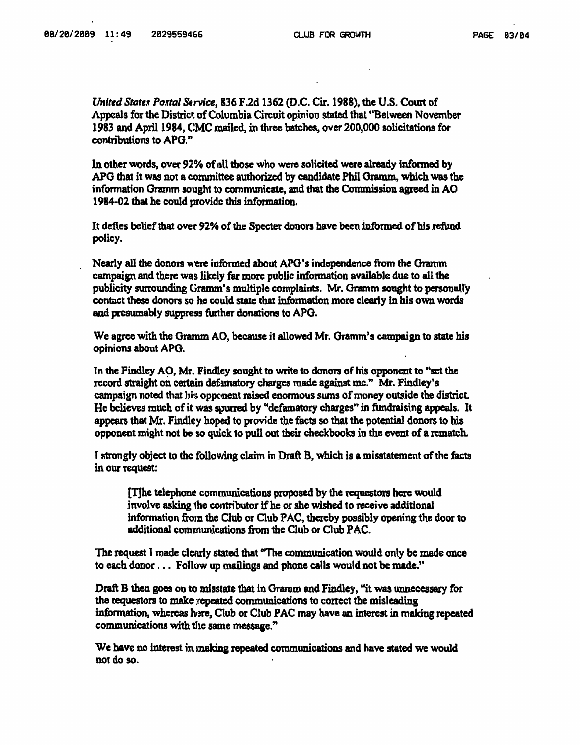*United States Postal Service*, 836 F.2d 1362 (D.C. Cir. 1988), the U.S. Court of Appeals for the District of Columbia Circuit opinion stated that "Between November 1983 and April 1984, CMC mailed, in three batches, over 200,000 solicitations for contributions to APG."

In other words, over 92% of all those who were solicited were already informed by APG that it was not a committee authorized by candidate Phil Gramm, which was the information Gramm sought to communicate, and that the Commission agreed in AO 1984-02 that he could provide this information.

It defies belief that over 92% of the Specter donors have been informed of his refund policy.

Nearly all the donors were informed about APG's independence from the Gramm campaign and there was likely far more public information available due to all the publicity surrounding Gramm's multiple complaints. Mr. Gramm sought to personally contact these donors so he could state that information more clearly in his own words and presumably suppress further donations to APG.

We agree with the Gramm AO, because it allowed Mr. Gramm's campaign to state his opinions about APG.

In the Findley AO, Mr. Findley sought to write to donors of his opponent to "set the record straight on certain defamatory charges made against me." Mr. Findley's campaign noted that his opponent raised enormous sums of money outside the district. He believes much of it was spurred by "defamatory charges" in fundraising appeals. It appears that Mr. Findley hoped to provide the facts so that the potential donors to his opponent might not be so quick to pull out their checkbooks in the event of a rematch.

I strongly object to the following claim in Draft B, which is a misstatement of the facts in our request:

> [T]he telephone communications proposed by the requestors here would involve asking the contributor if he or she wished to receive additional information from the Club or Club PAC, thereby possibly opening the door to additional communications from the Club or Club PAC.

The request I made clearly stated that "The communication would only be made once to each donor . . . Follow up mailings and phone calls would not be made."

Draft B then goes on to misstate that in Gramm and Findley, "it was unnecessary for the requestors to make repeated communications to correct the misleading information, whereas here, Club or Club PAC may have an interest in making repeated communications with the same message."

We have no interest in making repeated communications and have stated we would not do so.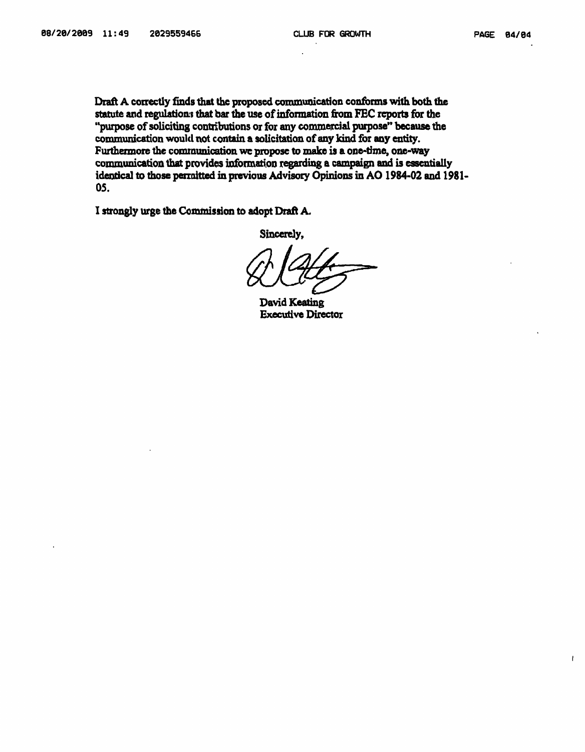Draft A correctly finds that the proposed communication conforms with both the statute and regulations that bar the use of information from FEC reports for the "purpose of soliciting contributions or for any commercial purpose" because the communication would not contain a solicitation of any kind for any entity. Furthermore the communication we propose to make is a one-time, one-way communication that provides information regarding a campaign and is essentially identical to those permitted in previous Advisory Opinions in AO 1984-02 and 1981-05.

I strongly urge the Commission to adopt Draft A.

Sincerely,

David Keating
Executive Director